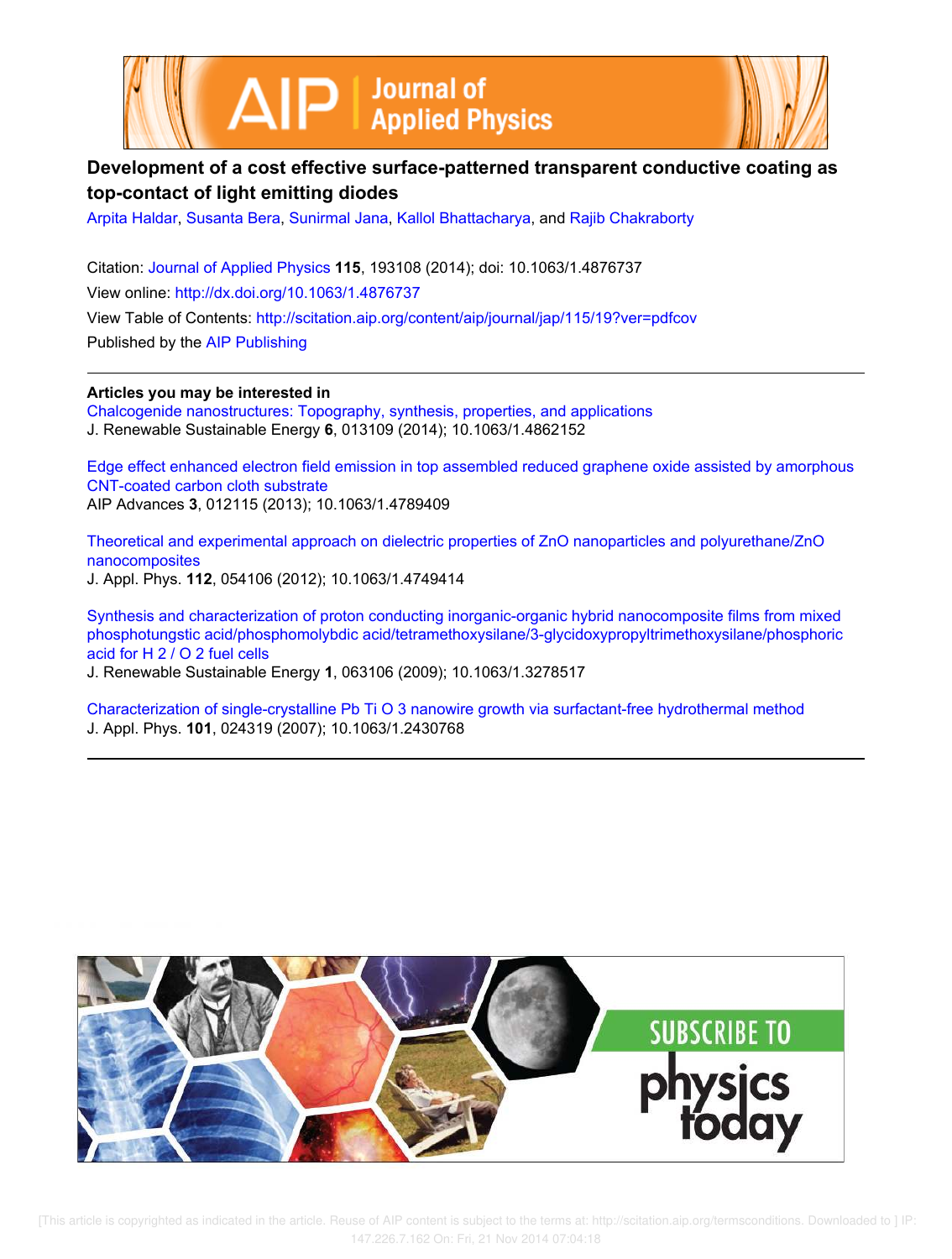# Development of a cost effective surface-patterned transparent conductive coating as top-contact of light emitting diodes

Arpita Haldar, Susanta Bera, Sunirmal Jana, Kallol Bhattacharya, and Rajib Chakraborty

Citation: Journal of Applied Physics **115**, 193108 (2014); doi: 10.1063/1.4876737

View online: http://dx.doi.org/10.1063/1.4876737

View Table of Contents: http://scitation.aip.org/content/aip/journal/jap/115/19?ver=pdfcov

Published by the AIP Publishing

**Articles you may be interested in**

Chalcogenide nanostructures: Topography, synthesis, properties, and applications
J. Renewable Sustainable Energy **6**, 013109 (2014); 10.1063/1.4862152

Edge effect enhanced electron field emission in top assembled reduced graphene oxide assisted by amorphous CNT-coated carbon cloth substrate
AIP Advances **3**, 012115 (2013); 10.1063/1.4789409

Theoretical and experimental approach on dielectric properties of ZnO nanoparticles and polyurethane/ZnO nanocomposites
J. Appl. Phys. **112**, 054106 (2012); 10.1063/1.4749414

Synthesis and characterization of proton conducting inorganic-organic hybrid nanocomposite films from mixed phosphotungstic acid/phosphomolybdic acid/tetramethoxysilane/3-glycidoxypropyltrimethoxysilane/phosphoric acid for H 2 / O 2 fuel cells
J. Renewable Sustainable Energy **1**, 063106 (2009); 10.1063/1.3278517

Characterization of single-crystalline Pb Ti O 3 nanowire growth via surfactant-free hydrothermal method
J. Appl. Phys. **101**, 024319 (2007); 10.1063/1.2430768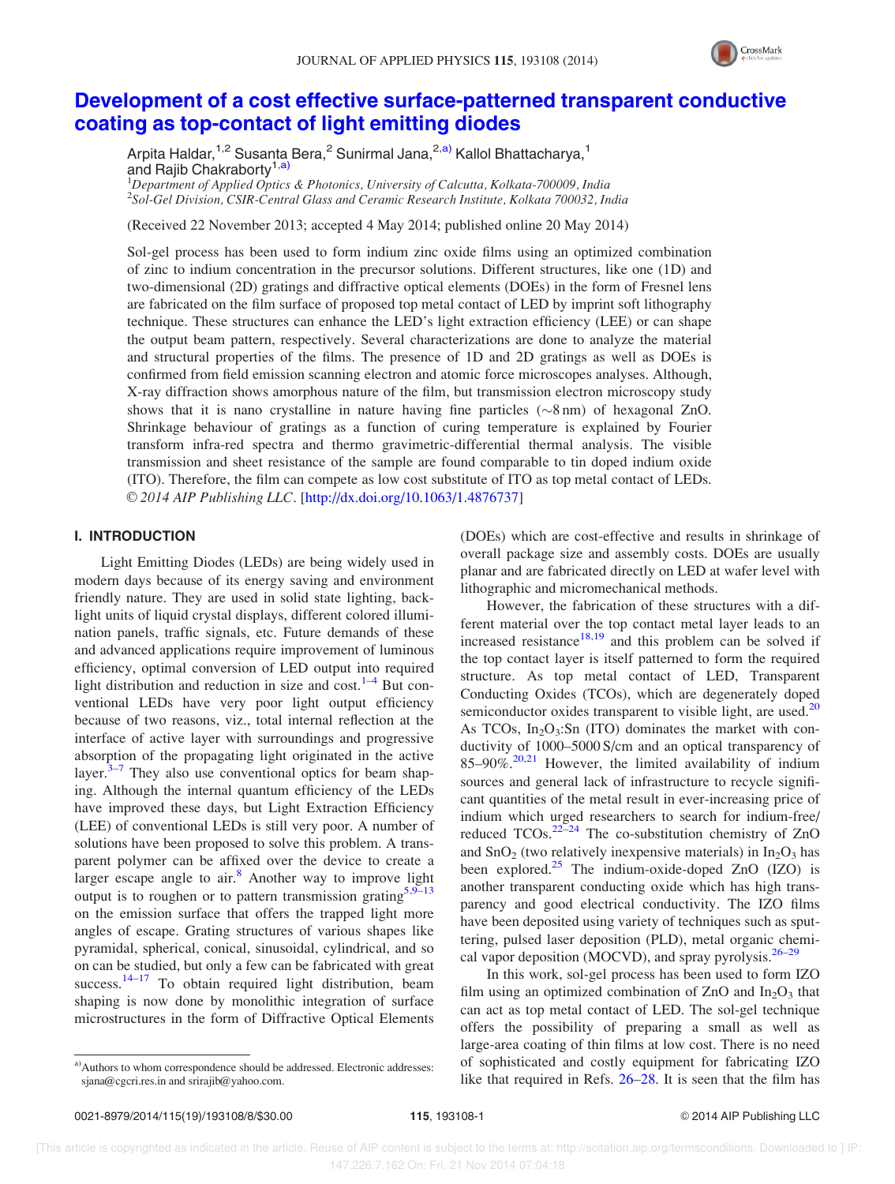# Development of a cost effective surface-patterned transparent conductive coating as top-contact of light emitting diodes

Arpita Haldar,[1,2] Susanta Bera,[2] Sunirmal Jana,[2,a)] Kallol Bhattacharya,[1] and Rajib Chakraborty[1,a)]

[1]*Department of Applied Optics & Photonics, University of Calcutta, Kolkata-700009, India*
[2]*Sol-Gel Division, CSIR-Central Glass and Ceramic Research Institute, Kolkata 700032, India*

(Received 22 November 2013; accepted 4 May 2014; published online 20 May 2014)

Sol-gel process has been used to form indium zinc oxide films using an optimized combination of zinc to indium concentration in the precursor solutions. Different structures, like one (1D) and two-dimensional (2D) gratings and diffractive optical elements (DOEs) in the form of Fresnel lens are fabricated on the film surface of proposed top metal contact of LED by imprint soft lithography technique. These structures can enhance the LED's light extraction efficiency (LEE) or can shape the output beam pattern, respectively. Several characterizations are done to analyze the material and structural properties of the films. The presence of 1D and 2D gratings as well as DOEs is confirmed from field emission scanning electron and atomic force microscopes analyses. Although, X-ray diffraction shows amorphous nature of the film, but transmission electron microscopy study shows that it is nano crystalline in nature having fine particles (∼8 nm) of hexagonal ZnO. Shrinkage behaviour of gratings as a function of curing temperature is explained by Fourier transform infra-red spectra and thermo gravimetric-differential thermal analysis. The visible transmission and sheet resistance of the sample are found comparable to tin doped indium oxide (ITO). Therefore, the film can compete as low cost substitute of ITO as top metal contact of LEDs. © *2014 AIP Publishing LLC*. [http://dx.doi.org/10.1063/1.4876737]

## I. INTRODUCTION

Light Emitting Diodes (LEDs) are being widely used in modern days because of its energy saving and environment friendly nature. They are used in solid state lighting, backlight units of liquid crystal displays, different colored illumination panels, traffic signals, etc. Future demands of these and advanced applications require improvement of luminous efficiency, optimal conversion of LED output into required light distribution and reduction in size and cost.[1–4] But conventional LEDs have very poor light output efficiency because of two reasons, viz., total internal reflection at the interface of active layer with surroundings and progressive absorption of the propagating light originated in the active layer.[3–7] They also use conventional optics for beam shaping. Although the internal quantum efficiency of the LEDs have improved these days, but Light Extraction Efficiency (LEE) of conventional LEDs is still very poor. A number of solutions have been proposed to solve this problem. A transparent polymer can be affixed over the device to create a larger escape angle to air.[8] Another way to improve light output is to roughen or to pattern transmission grating[5,9–13] on the emission surface that offers the trapped light more angles of escape. Grating structures of various shapes like pyramidal, spherical, conical, sinusoidal, cylindrical, and so on can be studied, but only a few can be fabricated with great success.[14–17] To obtain required light distribution, beam shaping is now done by monolithic integration of surface microstructures in the form of Diffractive Optical Elements (DOEs) which are cost-effective and results in shrinkage of overall package size and assembly costs. DOEs are usually planar and are fabricated directly on LED at wafer level with lithographic and micromechanical methods.

However, the fabrication of these structures with a different material over the top contact metal layer leads to an increased resistance[18,19] and this problem can be solved if the top contact layer is itself patterned to form the required structure. As top metal contact of LED, Transparent Conducting Oxides (TCOs), which are degenerately doped semiconductor oxides transparent to visible light, are used.[20] As TCOs, $In_2O_3$:Sn (ITO) dominates the market with conductivity of 1000–5000 S/cm and an optical transparency of 85–90%.[20,21] However, the limited availability of indium sources and general lack of infrastructure to recycle significant quantities of the metal result in ever-increasing price of indium which urged researchers to search for indium-free/reduced TCOs.[22–24] The co-substitution chemistry of ZnO and $SnO_2$ (two relatively inexpensive materials) in $In_2O_3$ has been explored.[25] The indium-oxide-doped ZnO (IZO) is another transparent conducting oxide which has high transparency and good electrical conductivity. The IZO films have been deposited using variety of techniques such as sputtering, pulsed laser deposition (PLD), metal organic chemical vapor deposition (MOCVD), and spray pyrolysis.[26–29]

In this work, sol-gel process has been used to form IZO film using an optimized combination of ZnO and $In_2O_3$ that can act as top metal contact of LED. The sol-gel technique offers the possibility of preparing a small as well as large-area coating of thin films at low cost. There is no need of sophisticated and costly equipment for fabricating IZO like that required in Refs. 26–28. It is seen that the film has

a)Authors to whom correspondence should be addressed. Electronic addresses: sjana@cgcri.res.in and srirajib@yahoo.com.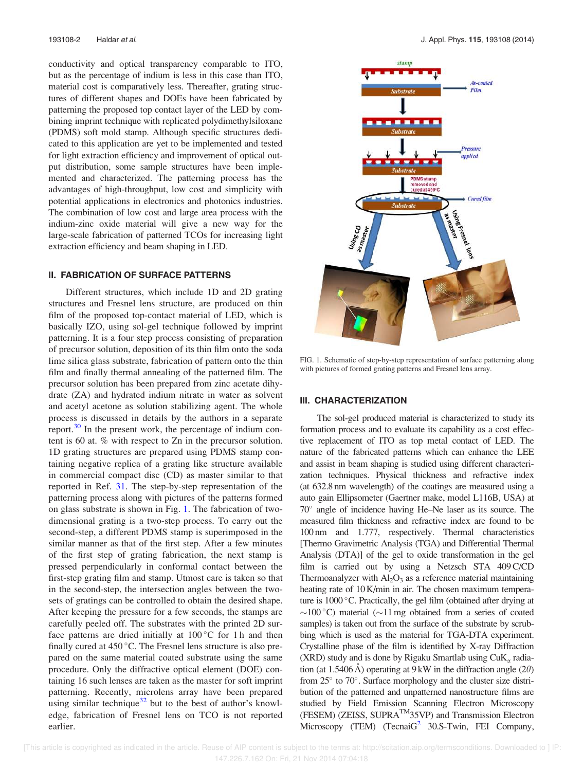conductivity and optical transparency comparable to ITO, but as the percentage of indium is less in this case than ITO, material cost is comparatively less. Thereafter, grating structures of different shapes and DOEs have been fabricated by patterning the proposed top contact layer of the LED by combining imprint technique with replicated polydimethylsiloxane (PDMS) soft mold stamp. Although specific structures dedicated to this application are yet to be implemented and tested for light extraction efficiency and improvement of optical output distribution, some sample structures have been implemented and characterized. The patterning process has the advantages of high-throughput, low cost and simplicity with potential applications in electronics and photonics industries. The combination of low cost and large area process with the indium-zinc oxide material will give a new way for the large-scale fabrication of patterned TCOs for increasing light extraction efficiency and beam shaping in LED.

## II. FABRICATION OF SURFACE PATTERNS

Different structures, which include 1D and 2D grating structures and Fresnel lens structure, are produced on thin film of the proposed top-contact material of LED, which is basically IZO, using sol-gel technique followed by imprint patterning. It is a four step process consisting of preparation of precursor solution, deposition of its thin film onto the soda lime silica glass substrate, fabrication of pattern onto the thin film and finally thermal annealing of the patterned film. The precursor solution has been prepared from zinc acetate dihydrate (ZA) and hydrated indium nitrate in water as solvent and acetyl acetone as solution stabilizing agent. The whole process is discussed in details by the authors in a separate report.[30] In the present work, the percentage of indium content is 60 at. % with respect to Zn in the precursor solution. 1D grating structures are prepared using PDMS stamp containing negative replica of a grating like structure available in commercial compact disc (CD) as master similar to that reported in Ref. 31. The step-by-step representation of the patterning process along with pictures of the patterns formed on glass substrate is shown in Fig. 1. The fabrication of two-dimensional grating is a two-step process. To carry out the second-step, a different PDMS stamp is superimposed in the similar manner as that of the first step. After a few minutes of the first step of grating fabrication, the next stamp is pressed perpendicularly in conformal contact between the first-step grating film and stamp. Utmost care is taken so that in the second-step, the intersection angles between the two-sets of gratings can be controlled to obtain the desired shape. After keeping the pressure for a few seconds, the stamps are carefully peeled off. The substrates with the printed 2D surface patterns are dried initially at 100 °C for 1 h and then finally cured at 450 °C. The Fresnel lens structure is also prepared on the same material coated substrate using the same procedure. Only the diffractive optical element (DOE) containing 16 such lenses are taken as the master for soft imprint patterning. Recently, microlens array have been prepared using similar technique[32] but to the best of author's knowledge, fabrication of Fresnel lens on TCO is not reported earlier.

FIG. 1. Schematic of step-by-step representation of surface patterning along with pictures of formed grating patterns and Fresnel lens array.

## III. CHARACTERIZATION

The sol-gel produced material is characterized to study its formation process and to evaluate its capability as a cost effective replacement of ITO as top metal contact of LED. The nature of the fabricated patterns which can enhance the LEE and assist in beam shaping is studied using different characterization techniques. Physical thickness and refractive index (at 632.8 nm wavelength) of the coatings are measured using a auto gain Ellipsometer (Gaertner make, model L116B, USA) at 70° angle of incidence having He–Ne laser as its source. The measured film thickness and refractive index are found to be 100 nm and 1.777, respectively. Thermal characteristics [Thermo Gravimetric Analysis (TGA) and Differential Thermal Analysis (DTA)] of the gel to oxide transformation in the gel film is carried out by using a Netzsch STA 409 C/CD Thermoanalyzer with $Al_2O_3$ as a reference material maintaining heating rate of 10 K/min in air. The chosen maximum temperature is 1000 °C. Practically, the gel film (obtained after drying at ~100 °C) material (~11 mg obtained from a series of coated samples) is taken out from the surface of the substrate by scrubbing which is used as the material for TGA-DTA experiment. Crystalline phase of the film is identified by X-ray Diffraction (XRD) study and is done by Rigaku Smartlab using CuK$_\alpha$ radiation (at 1.5406 Å) operating at 9 kW in the diffraction angle ($2\theta$) from 25° to 70°. Surface morphology and the cluster size distribution of the patterned and unpatterned nanostructure films are studied by Field Emission Scanning Electron Microscopy (FESEM) (ZEISS, SUPRA™35VP) and Transmission Electron Microscopy (TEM) (TecnaiG[2] 30.S-Twin, FEI Company,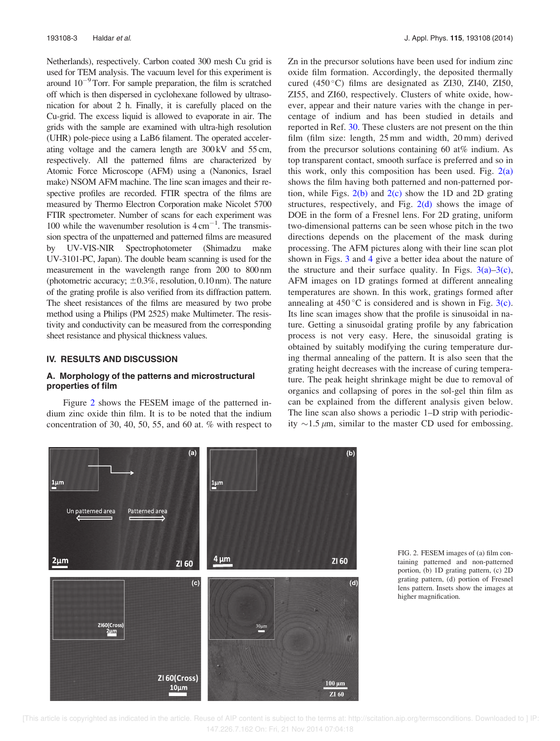Netherlands), respectively. Carbon coated 300 mesh Cu grid is used for TEM analysis. The vacuum level for this experiment is around $10^{-9}$ Torr. For sample preparation, the film is scratched off which is then dispersed in cyclohexane followed by ultrasonication for about 2 h. Finally, it is carefully placed on the Cu-grid. The excess liquid is allowed to evaporate in air. The grids with the sample are examined with ultra-high resolution (UHR) pole-piece using a LaB6 filament. The operated accelerating voltage and the camera length are 300 kV and 55 cm, respectively. All the patterned films are characterized by Atomic Force Microscope (AFM) using a (Nanonics, Israel make) NSOM AFM machine. The line scan images and their respective profiles are recorded. FTIR spectra of the films are measured by Thermo Electron Corporation make Nicolet 5700 FTIR spectrometer. Number of scans for each experiment was 100 while the wavenumber resolution is 4 $cm^{-1}$. The transmission spectra of the unpatterned and patterned films are measured by UV-VIS-NIR Spectrophotometer (Shimadzu make UV-3101-PC, Japan). The double beam scanning is used for the measurement in the wavelength range from 200 to 800 nm (photometric accuracy; ±0.3%, resolution, 0.10 nm). The nature of the grating profile is also verified from its diffraction pattern. The sheet resistances of the films are measured by two probe method using a Philips (PM 2525) make Multimeter. The resistivity and conductivity can be measured from the corresponding sheet resistance and physical thickness values.

## IV. RESULTS AND DISCUSSION

### A. Morphology of the patterns and microstructural properties of film

Figure 2 shows the FESEM image of the patterned indium zinc oxide thin film. It is to be noted that the indium concentration of 30, 40, 50, 55, and 60 at. % with respect to Zn in the precursor solutions have been used for indium zinc oxide film formation. Accordingly, the deposited thermally cured (450 °C) films are designated as ZI30, ZI40, ZI50, ZI55, and ZI60, respectively. Clusters of white oxide, however, appear and their nature varies with the change in percentage of indium and has been studied in details and reported in Ref. 30. These clusters are not present on the thin film (film size: length, 25 mm and width, 20 mm) derived from the precursor solutions containing 60 at% indium. As top transparent contact, smooth surface is preferred and so in this work, only this composition has been used. Fig. 2(a) shows the film having both patterned and non-patterned portion, while Figs. 2(b) and 2(c) show the 1D and 2D grating structures, respectively, and Fig. 2(d) shows the image of DOE in the form of a Fresnel lens. For 2D grating, uniform two-dimensional patterns can be seen whose pitch in the two directions depends on the placement of the mask during processing. The AFM pictures along with their line scan plot shown in Figs. 3 and 4 give a better idea about the nature of the structure and their surface quality. In Figs. 3(a)–3(c), AFM images on 1D gratings formed at different annealing temperatures are shown. In this work, gratings formed after annealing at 450 °C is considered and is shown in Fig. 3(c). Its line scan images show that the profile is sinusoidal in nature. Getting a sinusoidal grating profile by any fabrication process is not very easy. Here, the sinusoidal grating is obtained by suitably modifying the curing temperature during thermal annealing of the pattern. It is also seen that the grating height decreases with the increase of curing temperature. The peak height shrinkage might be due to removal of organics and collapsing of pores in the sol-gel thin film as can be explained from the different analysis given below. The line scan also shows a periodic 1–D strip with periodicity ~1.5 μm, similar to the master CD used for embossing.

FIG. 2. FESEM images of (a) film containing patterned and non-patterned portion, (b) 1D grating pattern, (c) 2D grating pattern, (d) portion of Fresnel lens pattern. Insets show the images at higher magnification.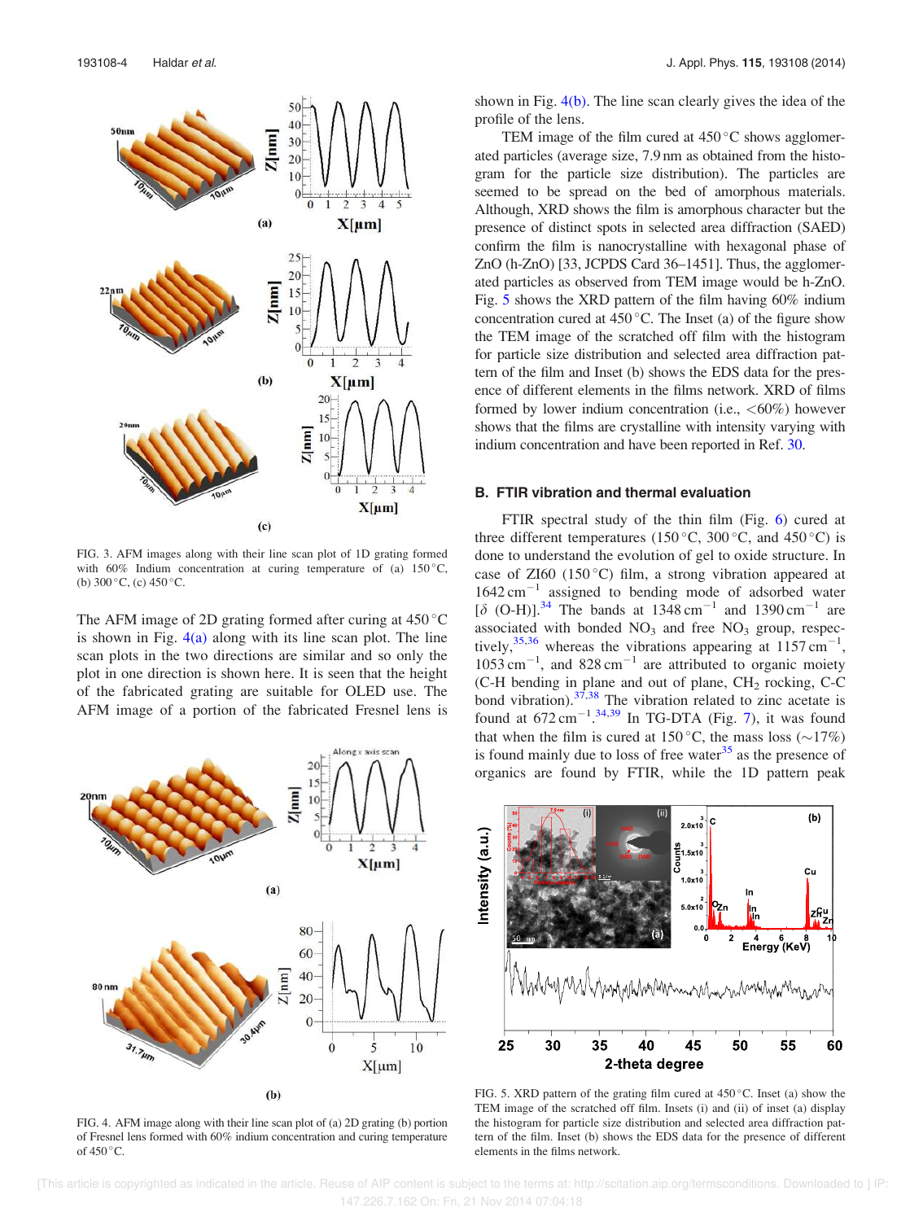50nm

10μm

10μm

Z[nm]

50

40

30

20

10

0

0 1 2 3 4 5

X[μm]

(a)

22nm

10μm

10μm

Z[nm]

25

20

15

10

5

0

0 1 2 3 4

X[μm]

(b)

20nm

10μm

10μm

Z[nm]

20

15

10

5

0

0 1 2 3 4

X[μm]

(c)

FIG. 3. AFM images along with their line scan plot of 1D grating formed with 60% Indium concentration at curing temperature of (a) 150 °C, (b) 300 °C, (c) 450 °C.

The AFM image of 2D grating formed after curing at 450 °C is shown in Fig. 4(a) along with its line scan plot. The line scan plots in the two directions are similar and so only the plot in one direction is shown here. It is seen that the height of the fabricated grating are suitable for OLED use. The AFM image of a portion of the fabricated Fresnel lens is shown in Fig. 4(b). The line scan clearly gives the idea of the profile of the lens.

TEM image of the film cured at 450 °C shows agglomerated particles (average size, 7.9 nm as obtained from the histogram for the particle size distribution). The particles are seemed to be spread on the bed of amorphous materials. Although, XRD shows the film is amorphous character but the presence of distinct spots in selected area diffraction (SAED) confirm the film is nanocrystalline with hexagonal phase of ZnO (h-ZnO) [33, JCPDS Card 36–1451]. Thus, the agglomerated particles as observed from TEM image would be h-ZnO. Fig. 5 shows the XRD pattern of the film having 60% indium concentration cured at 450 °C. The Inset (a) of the figure show the TEM image of the scratched off film with the histogram for particle size distribution and selected area diffraction pattern of the film and Inset (b) shows the EDS data for the presence of different elements in the films network. XRD of films formed by lower indium concentration (i.e., <60%) however shows that the films are crystalline with intensity varying with indium concentration and have been reported in Ref. 30.

20nm

10μm

10μm

Along x axis scan

Z[nm]

20

15

10

5

0

0 1 2 3 4

X[μm]

(a)

80 nm

31.7μm

30.4μm

Z[nm]

80

60

40

20

0

0 5 10

X[μm]

(b)

FIG. 4. AFM image along with their line scan plot of (a) 2D grating (b) portion of Fresnel lens formed with 60% indium concentration and curing temperature of 450 °C.

## B. FTIR vibration and thermal evaluation

FTIR spectral study of the thin film (Fig. 6) cured at three different temperatures (150 °C, 300 °C, and 450 °C) is done to understand the evolution of gel to oxide structure. In case of ZI60 (150 °C) film, a strong vibration appeared at 1642 $cm^{-1}$ assigned to bending mode of adsorbed water [$\delta$ (O-H)].[34] The bands at 1348 $cm^{-1}$ and 1390 $cm^{-1}$ are associated with bonded $NO_3$ and free $NO_3$ group, respectively,[35,36] whereas the vibrations appearing at 1157 $cm^{-1}$, 1053 $cm^{-1}$, and 828 $cm^{-1}$ are attributed to organic moiety (C-H bending in plane and out of plane, $CH_2$ rocking, C-C bond vibration).[37,38] The vibration related to zinc acetate is found at 672 $cm^{-1}$.[34,39] In TG-DTA (Fig. 7), it was found that when the film is cured at 150 °C, the mass loss (~17%) is found mainly due to loss of free water[35] as the presence of organics are found by FTIR, while the 1D pattern peak

Intensity (a.u.)

(i)

(ii)

(a)

50 nm

(b)

Counts

$2.0x10^3$

$1.5x10^3$

$1.0x10^3$

$5.0x10^2$

0.0

C

Zn

O

In

In

In

Cu

Zn

Cu

Zn

0 2 4 6 8 10

Energy (KeV)

25 30 35 40 45 50 55 60

2-theta degree

FIG. 5. XRD pattern of the grating film cured at 450 °C. Inset (a) show the TEM image of the scratched off film. Insets (i) and (ii) of inset (a) display the histogram for particle size distribution and selected area diffraction pattern of the film. Inset (b) shows the EDS data for the presence of different elements in the films network.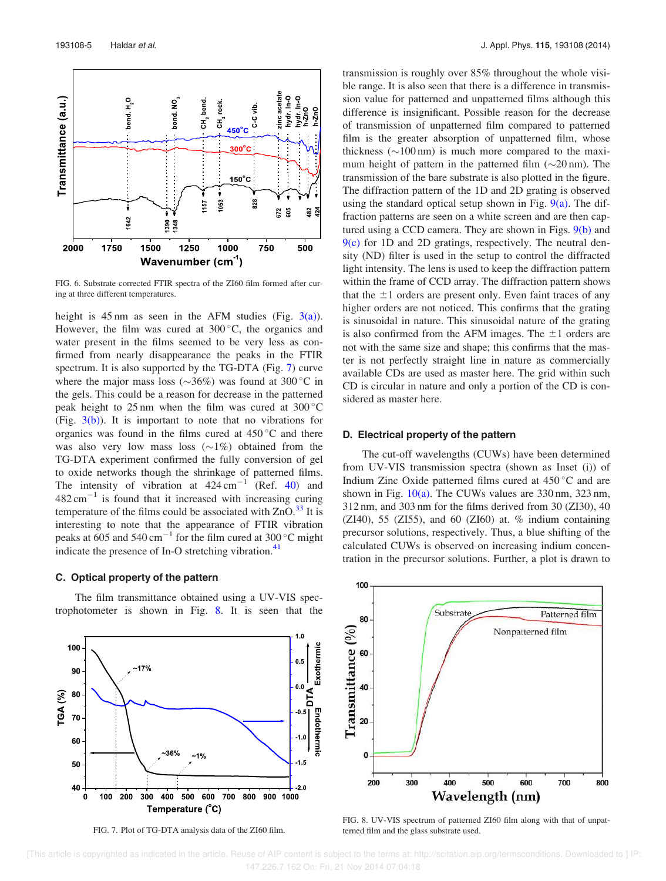FIG. 6. Substrate corrected FTIR spectra of the ZI60 film formed after curing at three different temperatures.

height is 45 nm as seen in the AFM studies (Fig. 3(a)). However, the film was cured at 300 °C, the organics and water present in the films seemed to be very less as confirmed from nearly disappearance the peaks in the FTIR spectrum. It is also supported by the TG-DTA (Fig. 7) curve where the major mass loss (~36%) was found at 300 °C in the gels. This could be a reason for decrease in the patterned peak height to 25 nm when the film was cured at 300 °C (Fig. 3(b)). It is important to note that no vibrations for organics was found in the films cured at 450 °C and there was also very low mass loss (~1%) obtained from the TG-DTA experiment confirmed the fully conversion of gel to oxide networks though the shrinkage of patterned films. The intensity of vibration at 424 $cm^{-1}$ (Ref. 40) and 482 $cm^{-1}$ is found that it increased with increasing curing temperature of the films could be associated with ZnO.[33] It is interesting to note that the appearance of FTIR vibration peaks at 605 and 540 $cm^{-1}$ for the film cured at 300 °C might indicate the presence of In-O stretching vibration.[41]

### C. Optical property of the pattern

The film transmittance obtained using a UV-VIS spectrophotometer is shown in Fig. 8. It is seen that the transmission is roughly over 85% throughout the whole visible range. It is also seen that there is a difference in transmission value for patterned and unpatterned films although this difference is insignificant. Possible reason for the decrease of transmission of unpatterned film compared to patterned film is the greater absorption of unpatterned film, whose thickness (~100 nm) is much more compared to the maximum height of pattern in the patterned film (~20 nm). The transmission of the bare substrate is also plotted in the figure. The diffraction pattern of the 1D and 2D grating is observed using the standard optical setup shown in Fig. 9(a). The diffraction patterns are seen on a white screen and are then captured using a CCD camera. They are shown in Figs. 9(b) and 9(c) for 1D and 2D gratings, respectively. The neutral density (ND) filter is used in the setup to control the diffracted light intensity. The lens is used to keep the diffraction pattern within the frame of CCD array. The diffraction pattern shows that the ±1 orders are present only. Even faint traces of any higher orders are not noticed. This confirms that the grating is sinusoidal in nature. This sinusoidal nature of the grating is also confirmed from the AFM images. The ±1 orders are not with the same size and shape; this confirms that the master is not perfectly straight line in nature as commercially available CDs are used as master here. The grid within such CD is circular in nature and only a portion of the CD is considered as master here.

FIG. 7. Plot of TG-DTA analysis data of the ZI60 film.

### D. Electrical property of the pattern

The cut-off wavelengths (CUWs) have been determined from UV-VIS transmission spectra (shown as Inset (i)) of Indium Zinc Oxide patterned films cured at 450 °C and are shown in Fig. 10(a). The CUWs values are 330 nm, 323 nm, 312 nm, and 303 nm for the films derived from 30 (ZI30), 40 (ZI40), 55 (ZI55), and 60 (ZI60) at. % indium containing precursor solutions, respectively. Thus, a blue shifting of the calculated CUWs is observed on increasing indium concentration in the precursor solutions. Further, a plot is drawn to

FIG. 8. UV-VIS spectrum of patterned ZI60 film along with that of unpatterned film and the glass substrate used.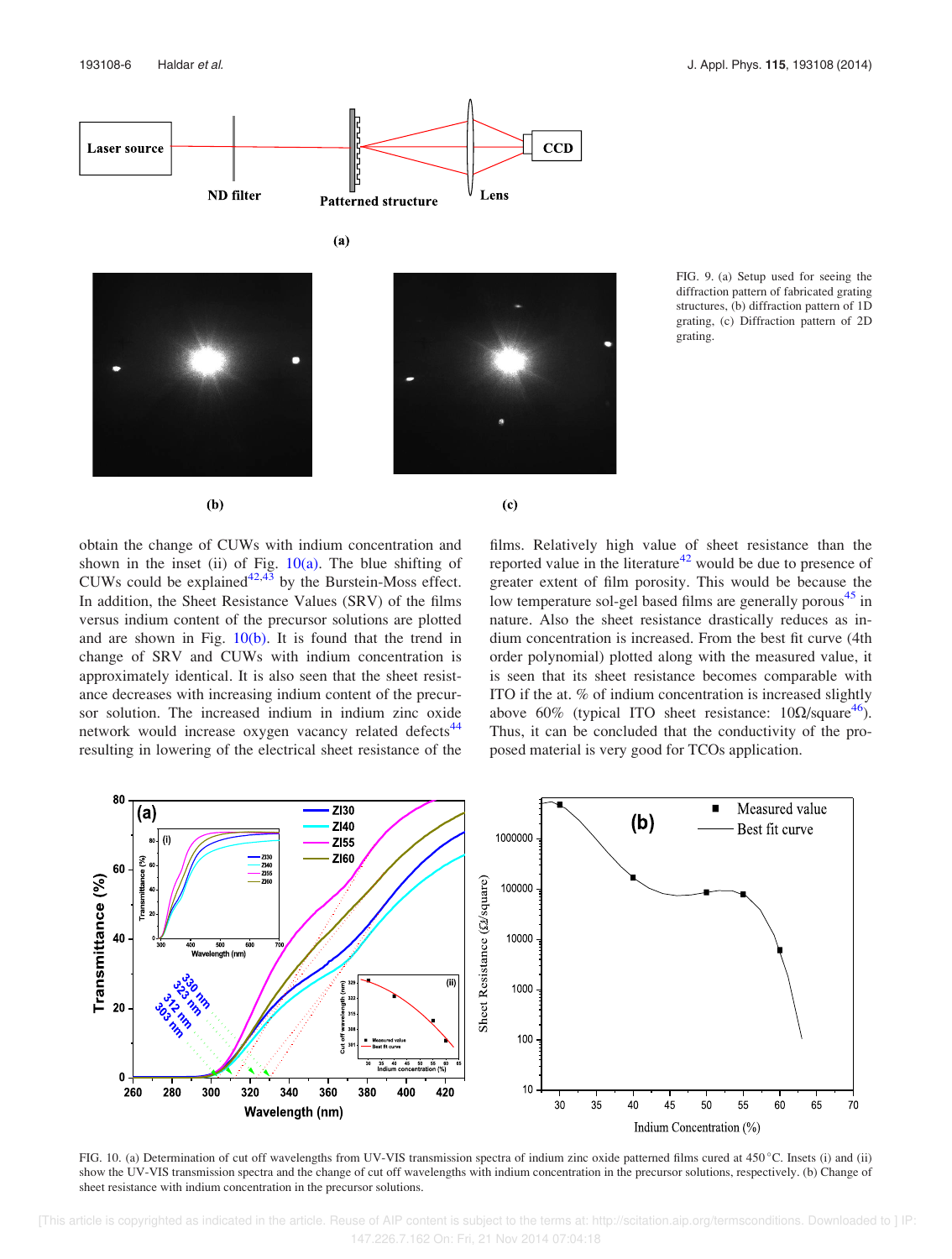Laser source

ND filter

Patterned structure

Lens

CCD

(a)

(b)

(c)

FIG. 9. (a) Setup used for seeing the diffraction pattern of fabricated grating structures, (b) diffraction pattern of 1D grating, (c) Diffraction pattern of 2D grating.

obtain the change of CUWs with indium concentration and shown in the inset (ii) of Fig. 10(a). The blue shifting of CUWs could be explained[42,43] by the Burstein-Moss effect. In addition, the Sheet Resistance Values (SRV) of the films versus indium content of the precursor solutions are plotted and are shown in Fig. 10(b). It is found that the trend in change of SRV and CUWs with indium concentration is approximately identical. It is also seen that the sheet resistance decreases with increasing indium content of the precursor solution. The increased indium in indium zinc oxide network would increase oxygen vacancy related defects[44] resulting in lowering of the electrical sheet resistance of the films. Relatively high value of sheet resistance than the reported value in the literature[42] would be due to presence of greater extent of film porosity. This would be because the low temperature sol-gel based films are generally porous[45] in nature. Also the sheet resistance drastically reduces as indium concentration is increased. From the best fit curve (4th order polynomial) plotted along with the measured value, it is seen that its sheet resistance becomes comparable with ITO if the at. % of indium concentration is increased slightly above 60% (typical ITO sheet resistance: 10Ω/square[46]). Thus, it can be concluded that the conductivity of the proposed material is very good for TCOs application.

(a)
ZI30
ZI40
ZI55
ZI60
(i)
(ii)
330 nm
323 nm
312 nm
303 nm
Transmittance (%)
Wavelength (nm)
Cut off wavelength (nm)
Indium concentration (%)
Measured value
Best fit curve

(b)
Measured value
Best fit curve
Sheet Resistance (Ω/square)
Indium Concentration (%)

FIG. 10. (a) Determination of cut off wavelengths from UV-VIS transmission spectra of indium zinc oxide patterned films cured at 450 °C. Insets (i) and (ii) show the UV-VIS transmission spectra and the change of cut off wavelengths with indium concentration in the precursor solutions, respectively. (b) Change of sheet resistance with indium concentration in the precursor solutions.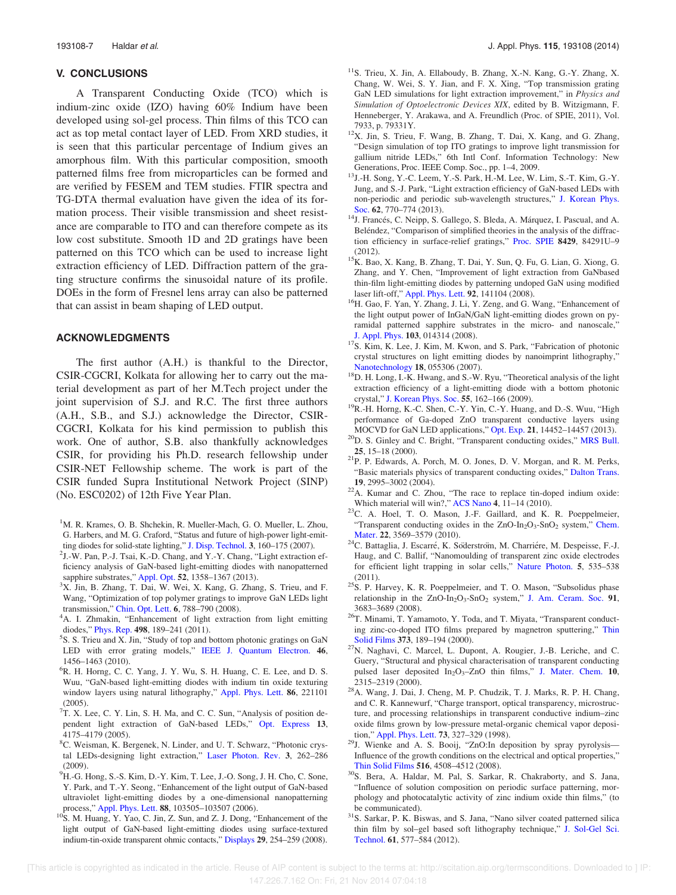## V. CONCLUSIONS

A Transparent Conducting Oxide (TCO) which is indium-zinc oxide (IZO) having 60% Indium have been developed using sol-gel process. Thin films of this TCO can act as top metal contact layer of LED. From XRD studies, it is seen that this particular percentage of Indium gives an amorphous film. With this particular composition, smooth patterned films free from microparticles can be formed and are verified by FESEM and TEM studies. FTIR spectra and TG-DTA thermal evaluation have given the idea of its formation process. Their visible transmission and sheet resistance are comparable to ITO and can therefore compete as its low cost substitute. Smooth 1D and 2D gratings have been patterned on this TCO which can be used to increase light extraction efficiency of LED. Diffraction pattern of the grating structure confirms the sinusoidal nature of its profile. DOEs in the form of Fresnel lens array can also be patterned that can assist in beam shaping of LED output.

## ACKNOWLEDGMENTS

The first author (A.H.) is thankful to the Director, CSIR-CGCRI, Kolkata for allowing her to carry out the material development as part of her M.Tech project under the joint supervision of S.J. and R.C. The first three authors (A.H., S.B., and S.J.) acknowledge the Director, CSIR-CGCRI, Kolkata for his kind permission to publish this work. One of author, S.B. also thankfully acknowledges CSIR, for providing his Ph.D. research fellowship under CSIR-NET Fellowship scheme. The work is part of the CSIR funded Supra Institutional Network Project (SINP) (No. ESC0202) of 12th Five Year Plan.

[1] M. R. Krames, O. B. Shchekin, R. Mueller-Mach, G. O. Mueller, L. Zhou, G. Harbers, and M. G. Craford, "Status and future of high-power light-emitting diodes for solid-state lighting," J. Disp. Technol. **3**, 160–175 (2007).

[2] J.-W. Pan, P.-J. Tsai, K.-D. Chang, and Y.-Y. Chang, "Light extraction efficiency analysis of GaN-based light-emitting diodes with nanopatterned sapphire substrates," Appl. Opt. **52**, 1358–1367 (2013).

[3] X. Jin, B. Zhang, T. Dai, W. Wei, X. Kang, G. Zhang, S. Trieu, and F. Wang, "Optimization of top polymer gratings to improve GaN LEDs light transmission," Chin. Opt. Lett. **6**, 788–790 (2008).

[4] A. I. Zhmakin, "Enhancement of light extraction from light emitting diodes," Phys. Rep. **498**, 189–241 (2011).

[5] S. S. Trieu and X. Jin, "Study of top and bottom photonic gratings on GaN LED with error grating models," IEEE J. Quantum Electron. **46**, 1456–1463 (2010).

[6] R. H. Horng, C. C. Yang, J. Y. Wu, S. H. Huang, C. E. Lee, and D. S. Wuu, "GaN-based light-emitting diodes with indium tin oxide texturing window layers using natural lithography," Appl. Phys. Lett. **86**, 221101 (2005).

[7] T. X. Lee, C. Y. Lin, S. H. Ma, and C. C. Sun, "Analysis of position dependent light extraction of GaN-based LEDs," Opt. Express **13**, 4175–4179 (2005).

[8] C. Weisman, K. Bergenek, N. Linder, and U. T. Schwarz, "Photonic crystal LEDs-designing light extraction," Laser Photon. Rev. **3**, 262–286 (2009).

[9] H.-G. Hong, S.-S. Kim, D.-Y. Kim, T. Lee, J.-O. Song, J. H. Cho, C. Sone, Y. Park, and T.-Y. Seong, "Enhancement of the light output of GaN-based ultraviolet light-emitting diodes by a one-dimensional nanopatterning process," Appl. Phys. Lett. **88**, 103505–103507 (2006).

[10] S. M. Huang, Y. Yao, C. Jin, Z. Sun, and Z. J. Dong, "Enhancement of the light output of GaN-based light-emitting diodes using surface-textured indium-tin-oxide transparent ohmic contacts," Displays **29**, 254–259 (2008).

[11] S. Trieu, X. Jin, A. Ellabouldy, B. Zhang, X.-N. Kang, G.-Y. Zhang, X. Chang, W. Wei, S. Y. Jian, and F. X. Xing, "Top transmission grating GaN LED simulations for light extraction improvement," in *Physics and Simulation of Optoelectronic Devices XIX*, edited by B. Witzigmann, F. Henneberger, Y. Arakawa, and A. Freundlich (Proc. of SPIE, 2011), Vol. 7933, p. 79331Y.

[12] X. Jin, S. Trieu, F. Wang, B. Zhang, T. Dai, X. Kang, and G. Zhang, "Design simulation of top ITO gratings to improve light transmission for gallium nitride LEDs," 6th Intl Conf. Information Technology: New Generations, Proc. IEEE Comp. Soc., pp. 1–4, 2009.

[13] J.-H. Song, Y.-C. Leem, Y.-S. Park, H.-M. Lee, W. Lim, S.-T. Kim, G.-Y. Jung, and S.-J. Park, "Light extraction efficiency of GaN-based LEDs with non-periodic and periodic sub-wavelength structures," J. Korean Phys. Soc. **62**, 770–774 (2013).

[14] J. Francés, C. Neipp, S. Gallego, S. Bleda, A. Márquez, I. Pascual, and A. Beléndez, "Comparison of simplified theories in the analysis of the diffraction efficiency in surface-relief gratings," Proc. SPIE **8429**, 84291U–9 (2012).

[15] K. Bao, X. Kang, B. Zhang, T. Dai, Y. Sun, Q. Fu, G. Lian, G. Xiong, G. Zhang, and Y. Chen, "Improvement of light extraction from GaNbased thin-film light-emitting diodes by patterning undoped GaN using modified laser lift-off," Appl. Phys. Lett. **92**, 141104 (2008).

[16] H. Gao, F. Yan, Y. Zhang, J. Li, Y. Zeng, and G. Wang, "Enhancement of the light output power of InGaN/GaN light-emitting diodes grown on pyramidal patterned sapphire substrates in the micro- and nanoscale," J. Appl. Phys. **103**, 014314 (2008).

[17] S. Kim, K. Lee, J. Kim, M. Kwon, and S. Park, "Fabrication of photonic crystal structures on light emitting diodes by nanoimprint lithography," Nanotechnology **18**, 055306 (2007).

[18] D. H. Long, I.-K. Hwang, and S.-W. Ryu, "Theoretical analysis of the light extraction efficiency of a light-emitting diode with a bottom photonic crystal," J. Korean Phys. Soc. **55**, 162–166 (2009).

[19] R.-H. Horng, K.-C. Shen, C.-Y. Yin, C.-Y. Huang, and D.-S. Wuu, "High performance of Ga-doped ZnO transparent conductive layers using MOCVD for GaN LED applications," Opt. Exp. **21**, 14452–14457 (2013).

[20] D. S. Ginley and C. Bright, "Transparent conducting oxides," MRS Bull. **25**, 15–18 (2000).

[21] P. P. Edwards, A. Porch, M. O. Jones, D. V. Morgan, and R. M. Perks, "Basic materials physics of transparent conducting oxides," Dalton Trans. **19**, 2995–3002 (2004).

[22] A. Kumar and C. Zhou, "The race to replace tin-doped indium oxide: Which material will win?," ACS Nano **4**, 11–14 (2010).

[23] C. A. Hoel, T. O. Mason, J.-F. Gaillard, and K. R. Poeppelmeier, "Transparent conducting oxides in the ZnO-$In_2O_3$-$SnO_2$ system," Chem. Mater. **22**, 3569–3579 (2010).

[24] C. Battaglia, J. Escarré, K. Söderström, M. Charriére, M. Despeisse, F.-J. Haug, and C. Ballif, "Nanomoulding of transparent zinc oxide electrodes for efficient light trapping in solar cells," Nature Photon. **5**, 535–538 (2011).

[25] S. P. Harvey, K. R. Poeppelmeier, and T. O. Mason, "Subsolidus phase relationship in the ZnO-$In_2O_3$-$SnO_2$ system," J. Am. Ceram. Soc. **91**, 3683–3689 (2008).

[26] T. Minami, T. Yamamoto, Y. Toda, and T. Miyata, "Transparent conducting zinc-co-doped ITO films prepared by magnetron sputtering," Thin Solid Films **373**, 189–194 (2000).

[27] N. Naghavi, C. Marcel, L. Dupont, A. Rougier, J.-B. Leriche, and C. Guery, "Structural and physical characterisation of transparent conducting pulsed laser deposited $In_2O_3$–ZnO thin films," J. Mater. Chem. **10**, 2315–2319 (2000).

[28] A. Wang, J. Dai, J. Cheng, M. P. Chudzik, T. J. Marks, R. P. H. Chang, and C. R. Kannewurf, "Charge transport, optical transparency, microstructure, and processing relationships in transparent conductive indium–zinc oxide films grown by low-pressure metal-organic chemical vapor deposition," Appl. Phys. Lett. **73**, 327–329 (1998).

[29] J. Wienke and A. S. Booij, "ZnO:In deposition by spray pyrolysis—Influence of the growth conditions on the electrical and optical properties," Thin Solid Films **516**, 4508–4512 (2008).

[30] S. Bera, A. Haldar, M. Pal, S. Sarkar, R. Chakraborty, and S. Jana, "Influence of solution composition on periodic surface patterning, morphology and photocatalytic activity of zinc indium oxide thin films," (to be communicated).

[31] S. Sarkar, P. K. Biswas, and S. Jana, "Nano silver coated patterned silica thin film by sol–gel based soft lithography technique," J. Sol-Gel Sci. Technol. **61**, 577–584 (2012).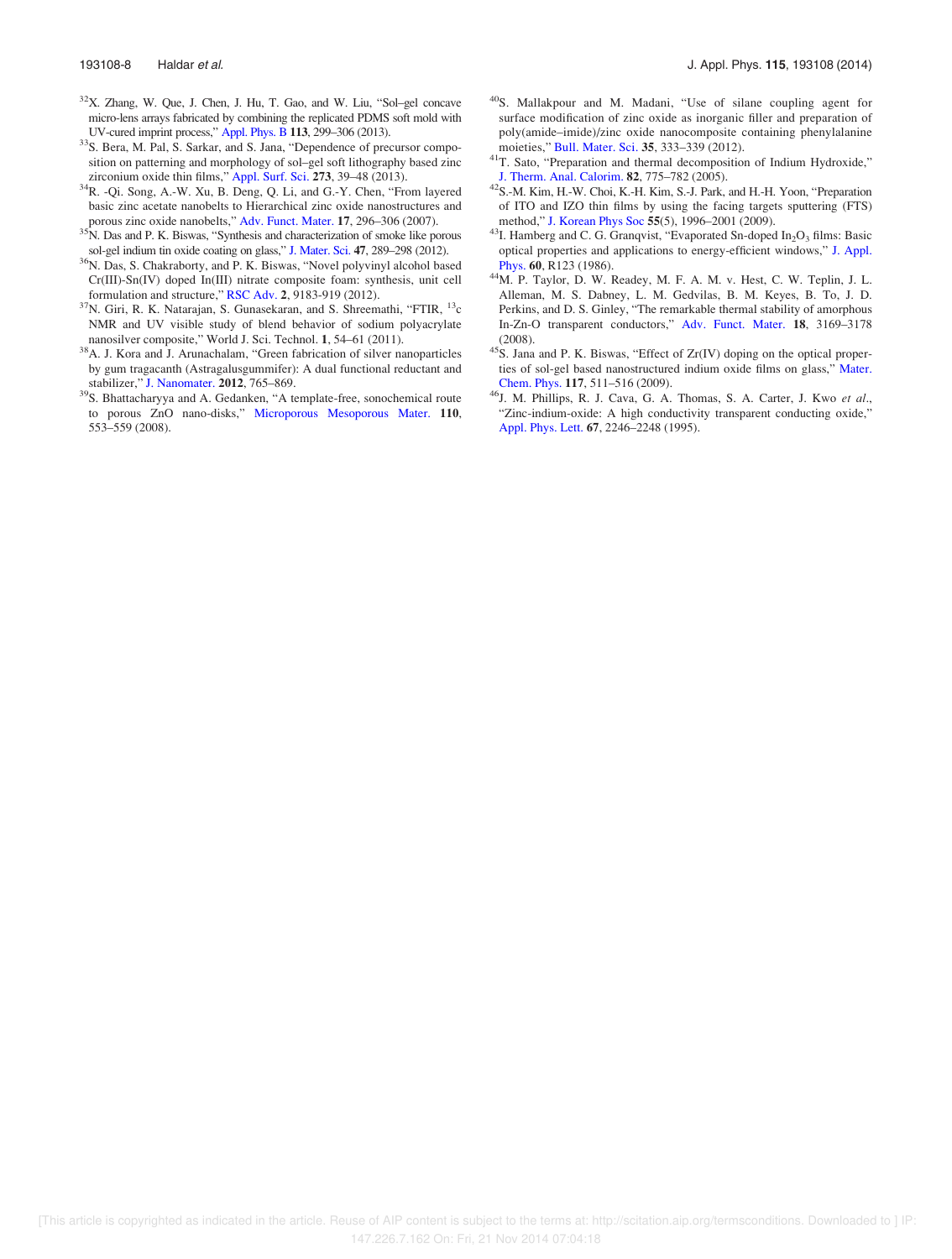[32]X. Zhang, W. Que, J. Chen, J. Hu, T. Gao, and W. Liu, "Sol–gel concave micro-lens arrays fabricated by combining the replicated PDMS soft mold with UV-cured imprint process," Appl. Phys. B **113**, 299–306 (2013).

[33]S. Bera, M. Pal, S. Sarkar, and S. Jana, "Dependence of precursor composition on patterning and morphology of sol–gel soft lithography based zinc zirconium oxide thin films," Appl. Surf. Sci. **273**, 39–48 (2013).

[34]R. -Qi. Song, A.-W. Xu, B. Deng, Q. Li, and G.-Y. Chen, "From layered basic zinc acetate nanobelts to Hierarchical zinc oxide nanostructures and porous zinc oxide nanobelts," Adv. Funct. Mater. **17**, 296–306 (2007).

[35]N. Das and P. K. Biswas, "Synthesis and characterization of smoke like porous sol-gel indium tin oxide coating on glass," J. Mater. Sci. **47**, 289–298 (2012).

[36]N. Das, S. Chakraborty, and P. K. Biswas, "Novel polyvinyl alcohol based Cr(III)-Sn(IV) doped In(III) nitrate composite foam: synthesis, unit cell formulation and structure," RSC Adv. **2**, 9183-919 (2012).

[37]N. Giri, R. K. Natarajan, S. Gunasekaran, and S. Shreemathi, "FTIR, $^{13}$c NMR and UV visible study of blend behavior of sodium polyacrylate nanosilver composite," World J. Sci. Technol. **1**, 54–61 (2011).

[38]A. J. Kora and J. Arunachalam, "Green fabrication of silver nanoparticles by gum tragacanth (Astragalusgummifer): A dual functional reductant and stabilizer," J. Nanomater. **2012**, 765–869.

[39]S. Bhattacharyya and A. Gedanken, "A template-free, sonochemical route to porous ZnO nano-disks," Microporous Mesoporous Mater. **110**, 553–559 (2008).

[40]S. Mallakpour and M. Madani, "Use of silane coupling agent for surface modification of zinc oxide as inorganic filler and preparation of poly(amide–imide)/zinc oxide nanocomposite containing phenylalanine moieties," Bull. Mater. Sci. **35**, 333–339 (2012).

[41]T. Sato, "Preparation and thermal decomposition of Indium Hydroxide," J. Therm. Anal. Calorim. **82**, 775–782 (2005).

[42]S.-M. Kim, H.-W. Choi, K.-H. Kim, S.-J. Park, and H.-H. Yoon, "Preparation of ITO and IZO thin films by using the facing targets sputtering (FTS) method," J. Korean Phys Soc **55**(5), 1996–2001 (2009).

[43]I. Hamberg and C. G. Granqvist, "Evaporated Sn-doped $In_2O_3$ films: Basic optical properties and applications to energy-efficient windows," J. Appl. Phys. **60**, R123 (1986).

[44]M. P. Taylor, D. W. Readey, M. F. A. M. v. Hest, C. W. Teplin, J. L. Alleman, M. S. Dabney, L. M. Gedvilas, B. M. Keyes, B. To, J. D. Perkins, and D. S. Ginley, "The remarkable thermal stability of amorphous In-Zn-O transparent conductors," Adv. Funct. Mater. **18**, 3169–3178 (2008).

[45]S. Jana and P. K. Biswas, "Effect of Zr(IV) doping on the optical properties of sol-gel based nanostructured indium oxide films on glass," Mater. Chem. Phys. **117**, 511–516 (2009).

[46]J. M. Phillips, R. J. Cava, G. A. Thomas, S. A. Carter, J. Kwo *et al.*, "Zinc-indium-oxide: A high conductivity transparent conducting oxide," Appl. Phys. Lett. **67**, 2246–2248 (1995).